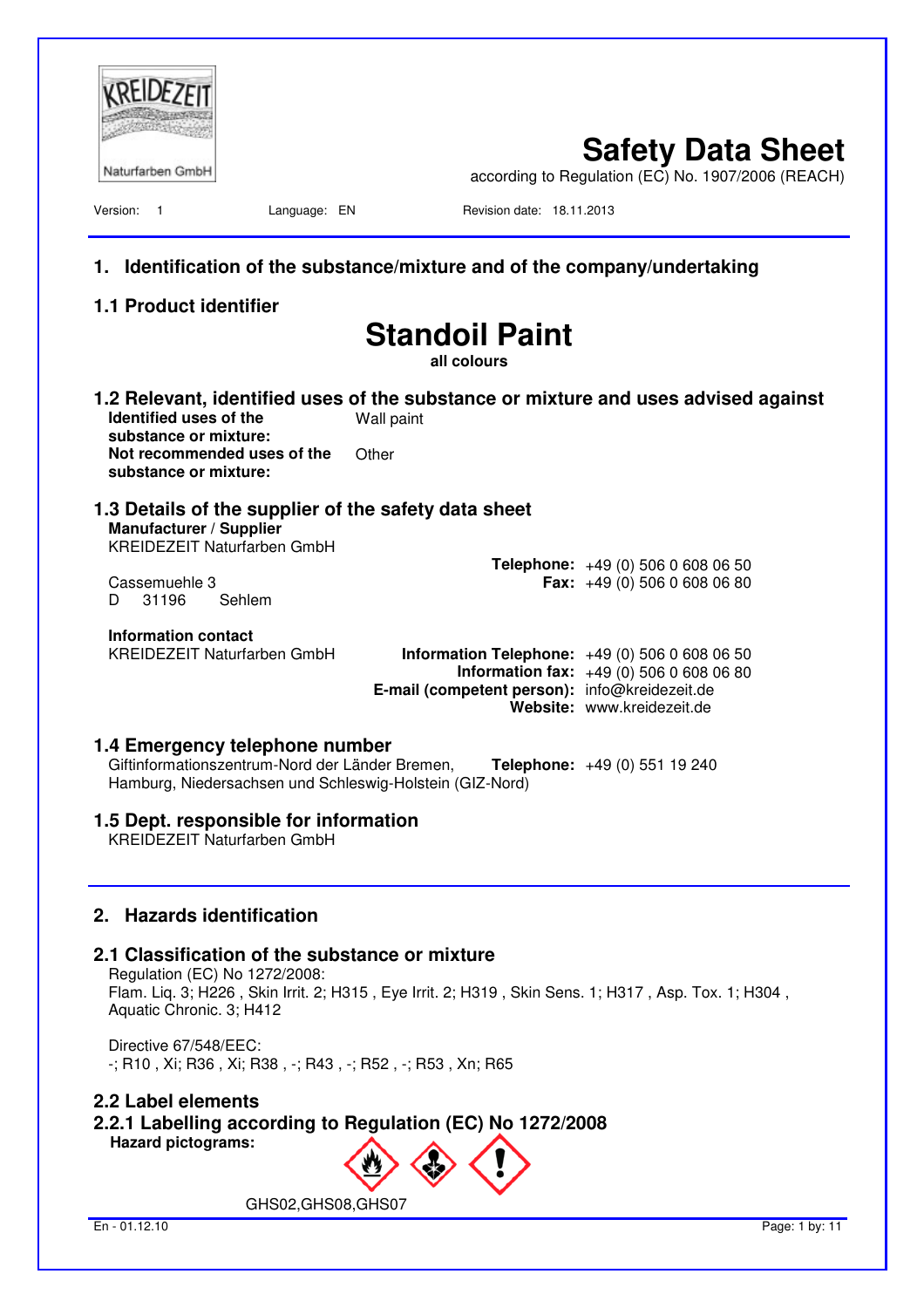KREIDEZEIT Naturfarben GmbH

# Safety Data Sheet

according to Regulation (EC) No. 1907/2006 (REACH)

Version: 1 Language: EN Revision date: 18.11.2013

## 1. Identification of the substance/mixture and of the company/undertaking

### 1.1 Product identifier

**Standoil Paint**

**all colours**

### 1.2 Relevant, identified uses of the substance or mixture and uses advised against

| | |
|---|---|
| **Identified uses of the substance or mixture:** | Wall paint |
| **Not recommended uses of the substance or mixture:** | Other |

### 1.3 Details of the supplier of the safety data sheet

**Manufacturer / Supplier**

KREIDEZEIT Naturfarben GmbH

Cassemuehle 3
D 31196 Sehlem

**Telephone:** +49 (0) 506 0 608 06 50
**Fax:** +49 (0) 506 0 608 06 80

**Information contact**

KREIDEZEIT Naturfarben GmbH

**Information Telephone:** +49 (0) 506 0 608 06 50
**Information fax:** +49 (0) 506 0 608 06 80
**E-mail (competent person):** info@kreidezeit.de
**Website:** www.kreidezeit.de

### 1.4 Emergency telephone number

Giftinformationszentrum-Nord der Länder Bremen, Hamburg, Niedersachsen und Schleswig-Holstein (GIZ-Nord)

**Telephone:** +49 (0) 551 19 240

### 1.5 Dept. responsible for information

KREIDEZEIT Naturfarben GmbH

## 2. Hazards identification

### 2.1 Classification of the substance or mixture

Regulation (EC) No 1272/2008:
Flam. Liq. 3; H226 , Skin Irrit. 2; H315 , Eye Irrit. 2; H319 , Skin Sens. 1; H317 , Asp. Tox. 1; H304 , Aquatic Chronic. 3; H412

Directive 67/548/EEC:
-; R10 , Xi; R36 , Xi; R38 , -; R43 , -; R52 , -; R53 , Xn; R65

### 2.2 Label elements

### 2.2.1 Labelling according to Regulation (EC) No 1272/2008

**Hazard pictograms:**

GHS02,GHS08,GHS07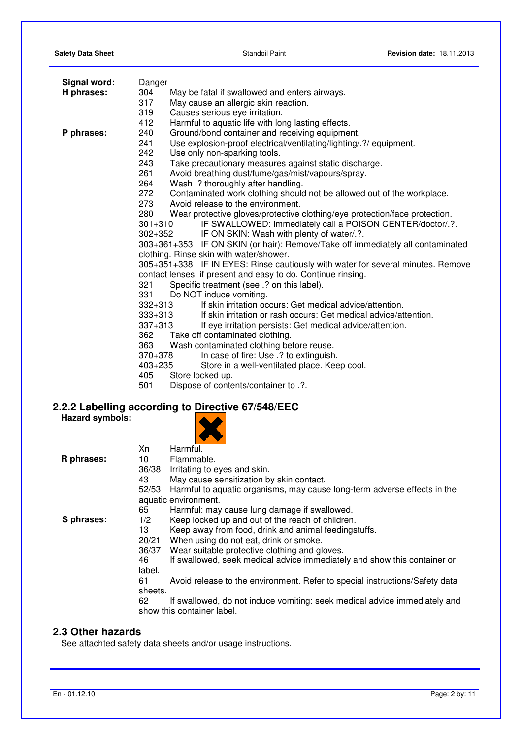**Signal word:** Danger

**H phrases:**

| | |
|---|---|
| 304 | May be fatal if swallowed and enters airways. |
| 317 | May cause an allergic skin reaction. |
| 319 | Causes serious eye irritation. |
| 412 | Harmful to aquatic life with long lasting effects. |

**P phrases:**

| | |
|---|---|
| 240 | Ground/bond container and receiving equipment. |
| 241 | Use explosion-proof electrical/ventilating/lighting/.?/ equipment. |
| 242 | Use only non-sparking tools. |
| 243 | Take precautionary measures against static discharge. |
| 261 | Avoid breathing dust/fume/gas/mist/vapours/spray. |
| 264 | Wash .? thoroughly after handling. |
| 272 | Contaminated work clothing should not be allowed out of the workplace. |
| 273 | Avoid release to the environment. |
| 280 | Wear protective gloves/protective clothing/eye protection/face protection. |
| 301+310 | IF SWALLOWED: Immediately call a POISON CENTER/doctor/.?. |
| 302+352 | IF ON SKIN: Wash with plenty of water/.?. |
| 303+361+353 | IF ON SKIN (or hair): Remove/Take off immediately all contaminated clothing. Rinse skin with water/shower. |
| 305+351+338 | IF IN EYES: Rinse cautiously with water for several minutes. Remove contact lenses, if present and easy to do. Continue rinsing. |
| 321 | Specific treatment (see .? on this label). |
| 331 | Do NOT induce vomiting. |
| 332+313 | If skin irritation occurs: Get medical advice/attention. |
| 333+313 | If skin irritation or rash occurs: Get medical advice/attention. |
| 337+313 | If eye irritation persists: Get medical advice/attention. |
| 362 | Take off contaminated clothing. |
| 363 | Wash contaminated clothing before reuse. |
| 370+378 | In case of fire: Use .? to extinguish. |
| 403+235 | Store in a well-ventilated place. Keep cool. |
| 405 | Store locked up. |
| 501 | Dispose of contents/container to .?. |

## 2.2.2 Labelling according to Directive 67/548/EEC

**Hazard symbols:**

Xn Harmful.

**R phrases:**

| | |
|---|---|
| 10 | Flammable. |
| 36/38 | Irritating to eyes and skin. |
| 43 | May cause sensitization by skin contact. |
| 52/53 | Harmful to aquatic organisms, may cause long-term adverse effects in the aquatic environment. |
| 65 | Harmful: may cause lung damage if swallowed. |

**S phrases:**

| | |
|---|---|
| 1/2 | Keep locked up and out of the reach of children. |
| 13 | Keep away from food, drink and animal feedingstuffs. |
| 20/21 | When using do not eat, drink or smoke. |
| 36/37 | Wear suitable protective clothing and gloves. |
| 46 | If swallowed, seek medical advice immediately and show this container or label. |
| 61 | Avoid release to the environment. Refer to special instructions/Safety data sheets. |
| 62 | If swallowed, do not induce vomiting: seek medical advice immediately and show this container label. |

## 2.3 Other hazards

See attachted safety data sheets and/or usage instructions.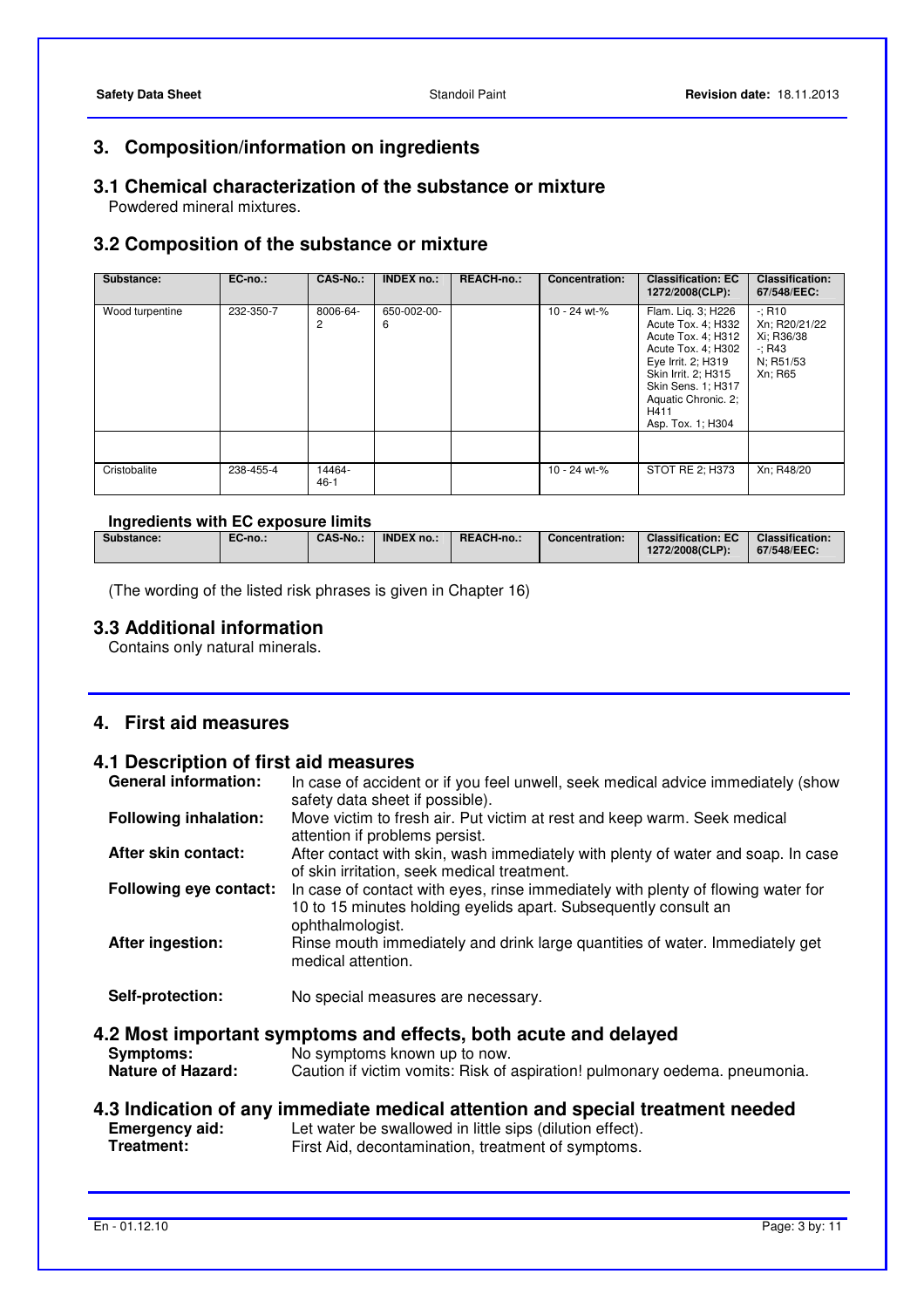## 3. Composition/information on ingredients

### 3.1 Chemical characterization of the substance or mixture

Powdered mineral mixtures.

### 3.2 Composition of the substance or mixture

| Substance: | EC-no.: | CAS-No.: | INDEX no.: | REACH-no.: | Concentration: | Classification: EC 1272/2008(CLP): | Classification: 67/548/EEC: |
|---|---|---|---|---|---|---|---|
| Wood turpentine | 232-350-7 | 8006-64-2 | 650-002-00-6 | | 10 - 24 wt-% | Flam. Liq. 3; H226<br>Acute Tox. 4; H332<br>Acute Tox. 4; H312<br>Acute Tox. 4; H302<br>Eye Irrit. 2; H319<br>Skin Irrit. 2; H315<br>Skin Sens. 1; H317<br>Aquatic Chronic. 2; H411<br>Asp. Tox. 1; H304 | -; R10<br>Xn; R20/21/22<br>Xi; R36/38<br>-; R43<br>N; R51/53<br>Xn; R65 |
| | | | | | | | |
| Cristobalite | 238-455-4 | 14464-46-1 | | | 10 - 24 wt-% | STOT RE 2; H373 | Xn; R48/20 |

**Ingredients with EC exposure limits**

| Substance: | EC-no.: | CAS-No.: | INDEX no.: | REACH-no.: | Concentration: | Classification: EC 1272/2008(CLP): | Classification: 67/548/EEC: |
|---|---|---|---|---|---|---|---|

(The wording of the listed risk phrases is given in Chapter 16)

### 3.3 Additional information

Contains only natural minerals.

## 4. First aid measures

### 4.1 Description of first aid measures

**General information:** In case of accident or if you feel unwell, seek medical advice immediately (show safety data sheet if possible).

**Following inhalation:** Move victim to fresh air. Put victim at rest and keep warm. Seek medical attention if problems persist.

**After skin contact:** After contact with skin, wash immediately with plenty of water and soap. In case of skin irritation, seek medical treatment.

**Following eye contact:** In case of contact with eyes, rinse immediately with plenty of flowing water for 10 to 15 minutes holding eyelids apart. Subsequently consult an ophthalmologist.

**After ingestion:** Rinse mouth immediately and drink large quantities of water. Immediately get medical attention.

**Self-protection:** No special measures are necessary.

### 4.2 Most important symptoms and effects, both acute and delayed

**Symptoms:** No symptoms known up to now.

**Nature of Hazard:** Caution if victim vomits: Risk of aspiration! pulmonary oedema. pneumonia.

### 4.3 Indication of any immediate medical attention and special treatment needed

**Emergency aid:** Let water be swallowed in little sips (dilution effect).

**Treatment:** First Aid, decontamination, treatment of symptoms.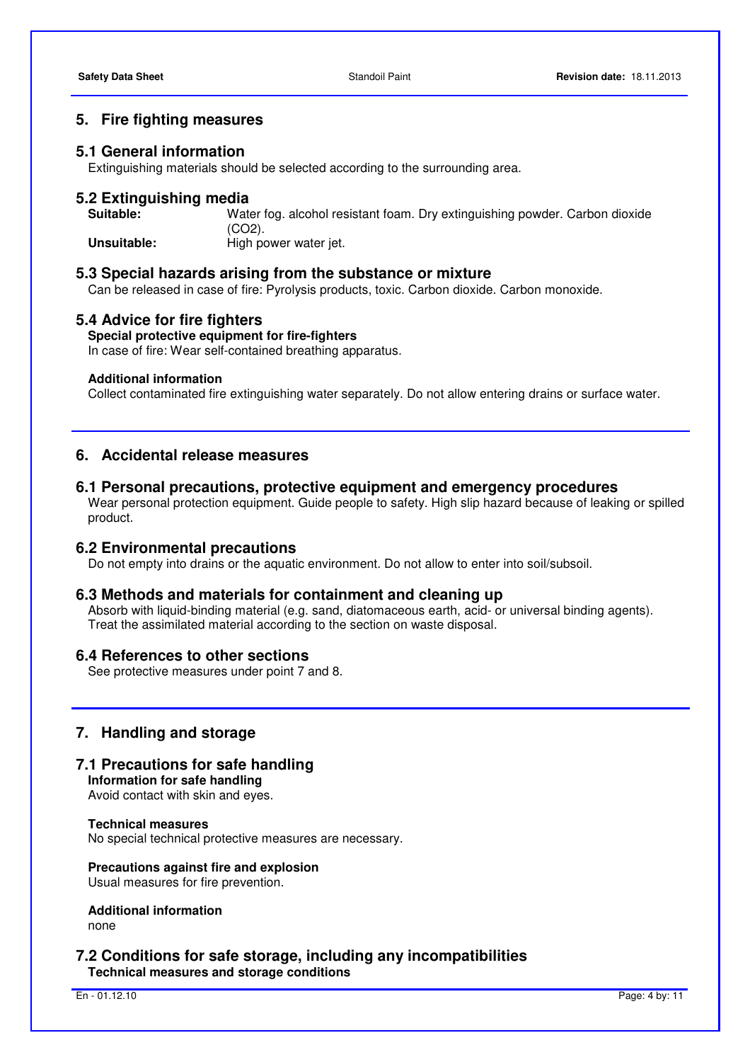## 5. Fire fighting measures

### 5.1 General information

Extinguishing materials should be selected according to the surrounding area.

### 5.2 Extinguishing media

**Suitable:** Water fog. alcohol resistant foam. Dry extinguishing powder. Carbon dioxide ($CO_2$).

**Unsuitable:** High power water jet.

### 5.3 Special hazards arising from the substance or mixture

Can be released in case of fire: Pyrolysis products, toxic. Carbon dioxide. Carbon monoxide.

### 5.4 Advice for fire fighters

**Special protective equipment for fire-fighters**

In case of fire: Wear self-contained breathing apparatus.

**Additional information**

Collect contaminated fire extinguishing water separately. Do not allow entering drains or surface water.

## 6. Accidental release measures

### 6.1 Personal precautions, protective equipment and emergency procedures

Wear personal protection equipment. Guide people to safety. High slip hazard because of leaking or spilled product.

### 6.2 Environmental precautions

Do not empty into drains or the aquatic environment. Do not allow to enter into soil/subsoil.

### 6.3 Methods and materials for containment and cleaning up

Absorb with liquid-binding material (e.g. sand, diatomaceous earth, acid- or universal binding agents). Treat the assimilated material according to the section on waste disposal.

### 6.4 References to other sections

See protective measures under point 7 and 8.

## 7. Handling and storage

### 7.1 Precautions for safe handling

**Information for safe handling**

Avoid contact with skin and eyes.

**Technical measures**

No special technical protective measures are necessary.

**Precautions against fire and explosion**

Usual measures for fire prevention.

**Additional information**

none

### 7.2 Conditions for safe storage, including any incompatibilities

**Technical measures and storage conditions**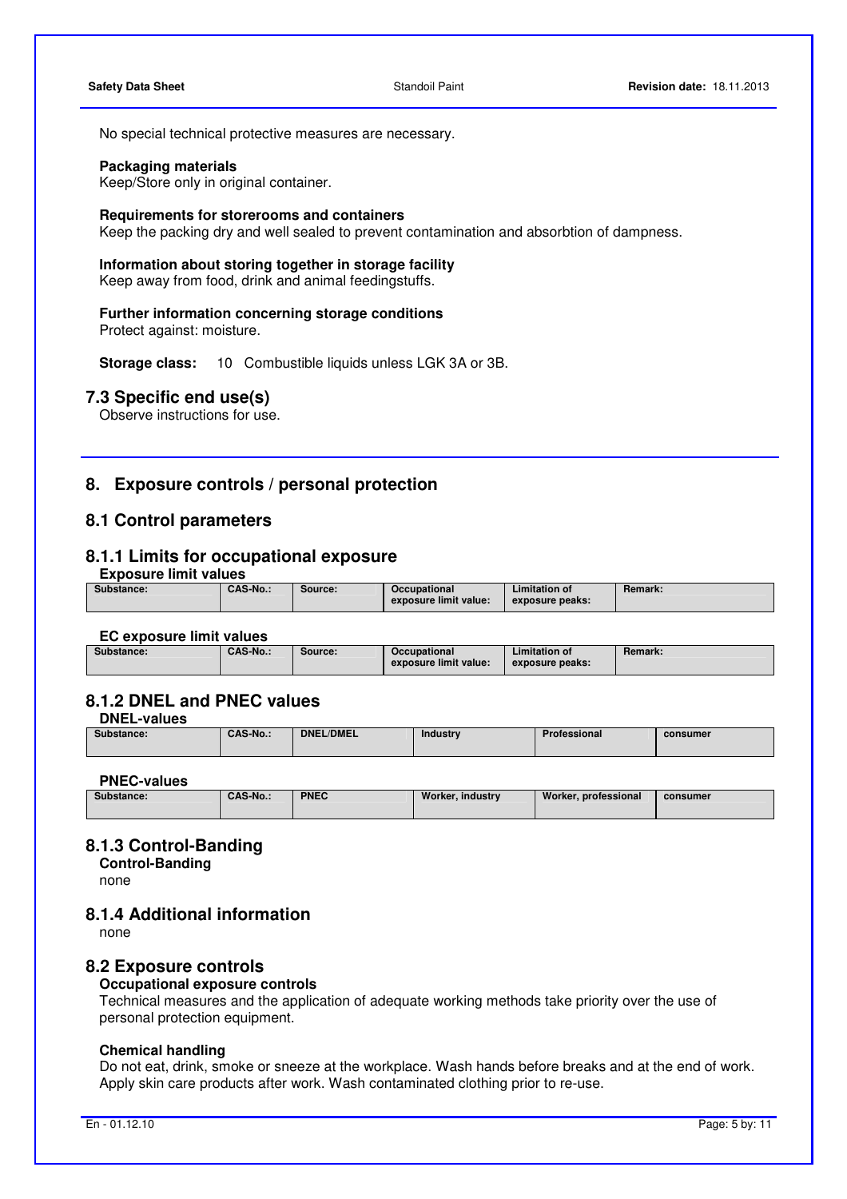No special technical protective measures are necessary.

**Packaging materials**
Keep/Store only in original container.

**Requirements for storerooms and containers**
Keep the packing dry and well sealed to prevent contamination and absorbtion of dampness.

**Information about storing together in storage facility**
Keep away from food, drink and animal feedingstuffs.

**Further information concerning storage conditions**
Protect against: moisture.

**Storage class:** 10 Combustible liquids unless LGK 3A or 3B.

## 7.3 Specific end use(s)

Observe instructions for use.

# 8. Exposure controls / personal protection

## 8.1 Control parameters

### 8.1.1 Limits for occupational exposure

**Exposure limit values**

| Substance: | CAS-No.: | Source: | Occupational exposure limit value: | Limitation of exposure peaks: | Remark: |
|---|---|---|---|---|---|

**EC exposure limit values**

| Substance: | CAS-No.: | Source: | Occupational exposure limit value: | Limitation of exposure peaks: | Remark: |
|---|---|---|---|---|---|

### 8.1.2 DNEL and PNEC values

**DNEL-values**

| Substance: | CAS-No.: | DNEL/DMEL | Industry | Professional | consumer |
|---|---|---|---|---|---|

**PNEC-values**

| Substance: | CAS-No.: | PNEC | Worker, industry | Worker, professional | consumer |
|---|---|---|---|---|---|

### 8.1.3 Control-Banding

**Control-Banding**
none

### 8.1.4 Additional information

none

## 8.2 Exposure controls

**Occupational exposure controls**
Technical measures and the application of adequate working methods take priority over the use of personal protection equipment.

**Chemical handling**
Do not eat, drink, smoke or sneeze at the workplace. Wash hands before breaks and at the end of work. Apply skin care products after work. Wash contaminated clothing prior to re-use.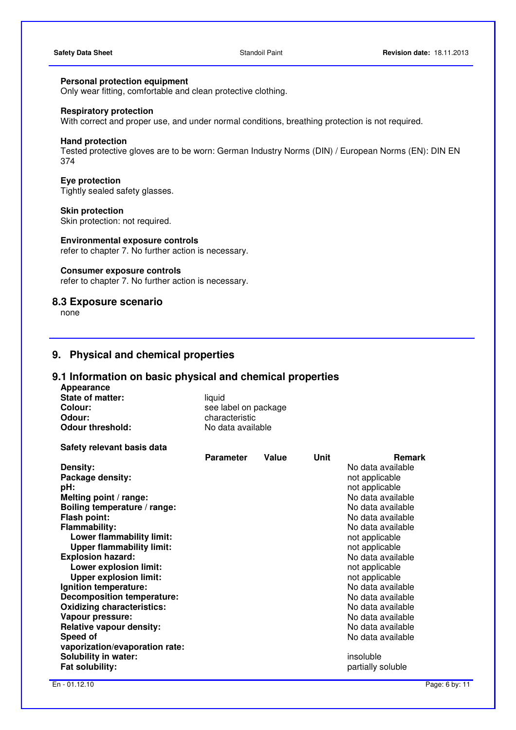**Personal protection equipment**
Only wear fitting, comfortable and clean protective clothing.

**Respiratory protection**
With correct and proper use, and under normal conditions, breathing protection is not required.

**Hand protection**
Tested protective gloves are to be worn: German Industry Norms (DIN) / European Norms (EN): DIN EN 374

**Eye protection**
Tightly sealed safety glasses.

**Skin protection**
Skin protection: not required.

**Environmental exposure controls**
refer to chapter 7. No further action is necessary.

**Consumer exposure controls**
refer to chapter 7. No further action is necessary.

## 8.3 Exposure scenario

none

# 9. Physical and chemical properties

## 9.1 Information on basic physical and chemical properties

**Appearance**

| | |
|---|---|
| **State of matter:** | liquid |
| **Colour:** | see label on package |
| **Odour:** | characteristic |
| **Odour threshold:** | No data available |

**Safety relevant basis data**

| | Parameter | Value | Unit | Remark |
|---|---|---|---|---|
| **Density:** | | | | No data available |
| **Package density:** | | | | not applicable |
| **pH:** | | | | not applicable |
| **Melting point / range:** | | | | No data available |
| **Boiling temperature / range:** | | | | No data available |
| **Flash point:** | | | | No data available |
| **Flammability:** | | | | No data available |
| **Lower flammability limit:** | | | | not applicable |
| **Upper flammability limit:** | | | | not applicable |
| **Explosion hazard:** | | | | No data available |
| **Lower explosion limit:** | | | | not applicable |
| **Upper explosion limit:** | | | | not applicable |
| **Ignition temperature:** | | | | No data available |
| **Decomposition temperature:** | | | | No data available |
| **Oxidizing characteristics:** | | | | No data available |
| **Vapour pressure:** | | | | No data available |
| **Relative vapour density:** | | | | No data available |
| **Speed of vaporization/evaporation rate:** | | | | No data available |
| **Solubility in water:** | | | | insoluble |
| **Fat solubility:** | | | | partially soluble |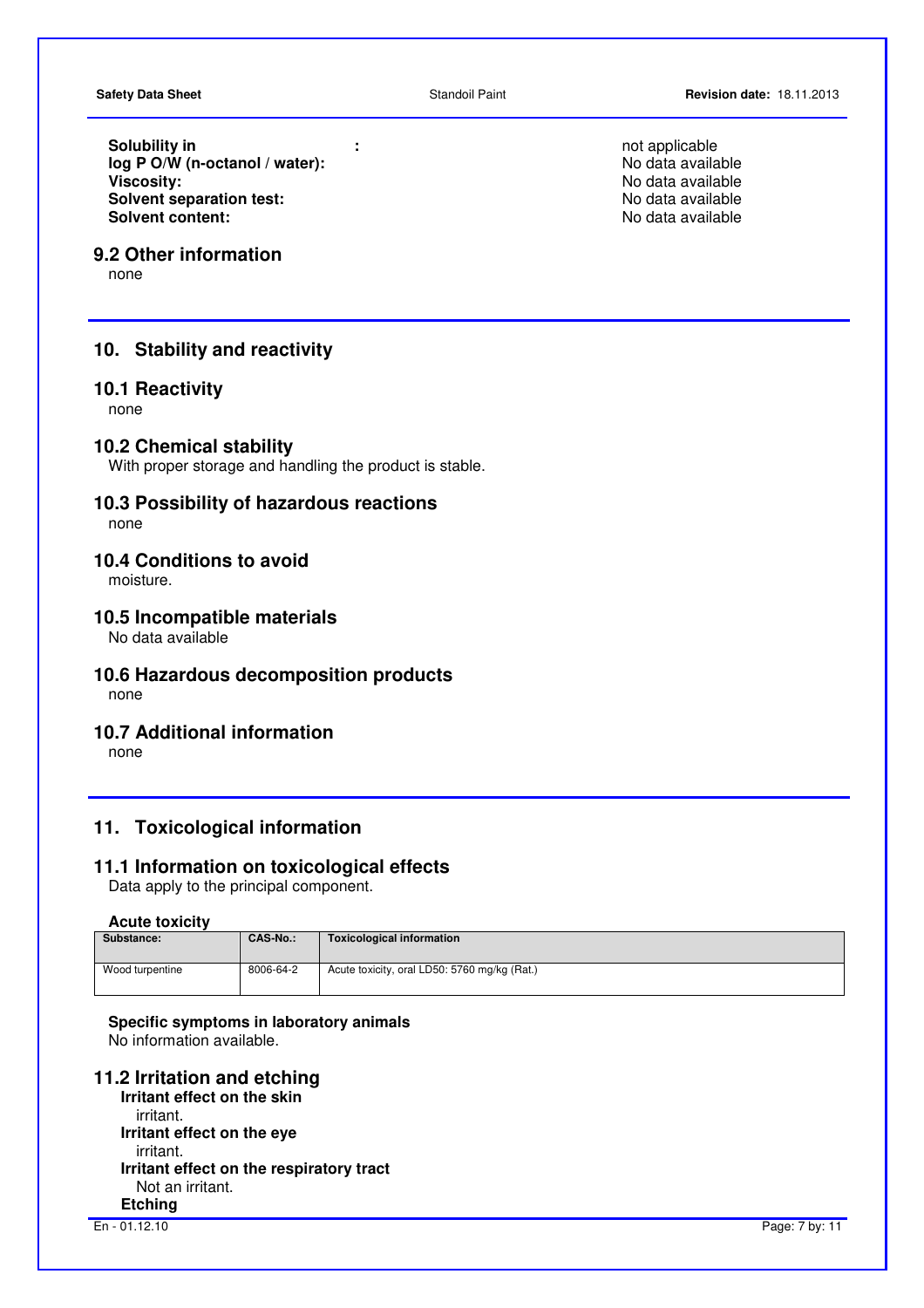**Solubility in** : not applicable
**log P O/W (n-octanol / water):** No data available
**Viscosity:** No data available
**Solvent separation test:** No data available
**Solvent content:** No data available

### 9.2 Other information

none

## 10. Stability and reactivity

### 10.1 Reactivity

none

### 10.2 Chemical stability

With proper storage and handling the product is stable.

### 10.3 Possibility of hazardous reactions

none

### 10.4 Conditions to avoid

moisture.

### 10.5 Incompatible materials

No data available

### 10.6 Hazardous decomposition products

none

### 10.7 Additional information

none

## 11. Toxicological information

### 11.1 Information on toxicological effects

Data apply to the principal component.

**Acute toxicity**

| Substance: | CAS-No.: | Toxicological information |
|---|---|---|
| Wood turpentine | 8006-64-2 | Acute toxicity, oral LD50: 5760 mg/kg (Rat.) |

**Specific symptoms in laboratory animals**

No information available.

### 11.2 Irritation and etching

**Irritant effect on the skin**

irritant.

**Irritant effect on the eye**

irritant.

**Irritant effect on the respiratory tract**

Not an irritant.

**Etching**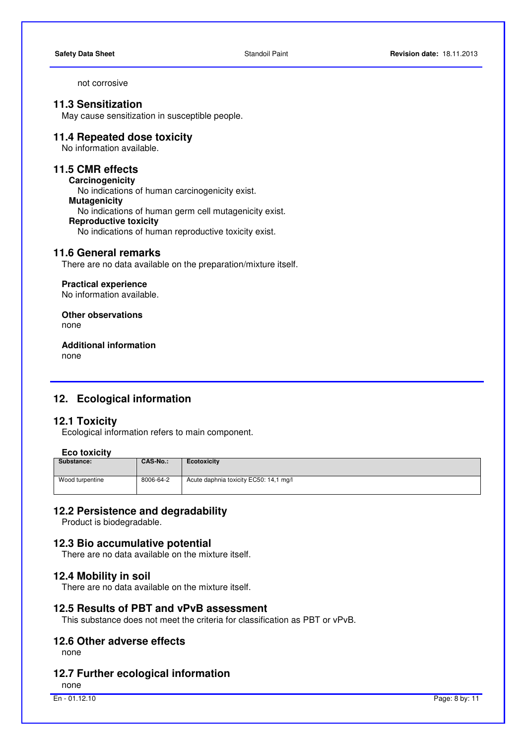not corrosive

### 11.3 Sensitization

May cause sensitization in susceptible people.

### 11.4 Repeated dose toxicity

No information available.

### 11.5 CMR effects

**Carcinogenicity**

No indications of human carcinogenicity exist.

**Mutagenicity**

No indications of human germ cell mutagenicity exist.

**Reproductive toxicity**

No indications of human reproductive toxicity exist.

### 11.6 General remarks

There are no data available on the preparation/mixture itself.

**Practical experience**

No information available.

**Other observations**

none

**Additional information**

none

## 12. Ecological information

### 12.1 Toxicity

Ecological information refers to main component.

**Eco toxicity**

| Substance: | CAS-No.: | Ecotoxicity |
|---|---|---|
| Wood turpentine | 8006-64-2 | Acute daphnia toxicity EC50: 14,1 mg/l |

### 12.2 Persistence and degradability

Product is biodegradable.

### 12.3 Bio accumulative potential

There are no data available on the mixture itself.

### 12.4 Mobility in soil

There are no data available on the mixture itself.

### 12.5 Results of PBT and vPvB assessment

This substance does not meet the criteria for classification as PBT or vPvB.

### 12.6 Other adverse effects

none

### 12.7 Further ecological information

none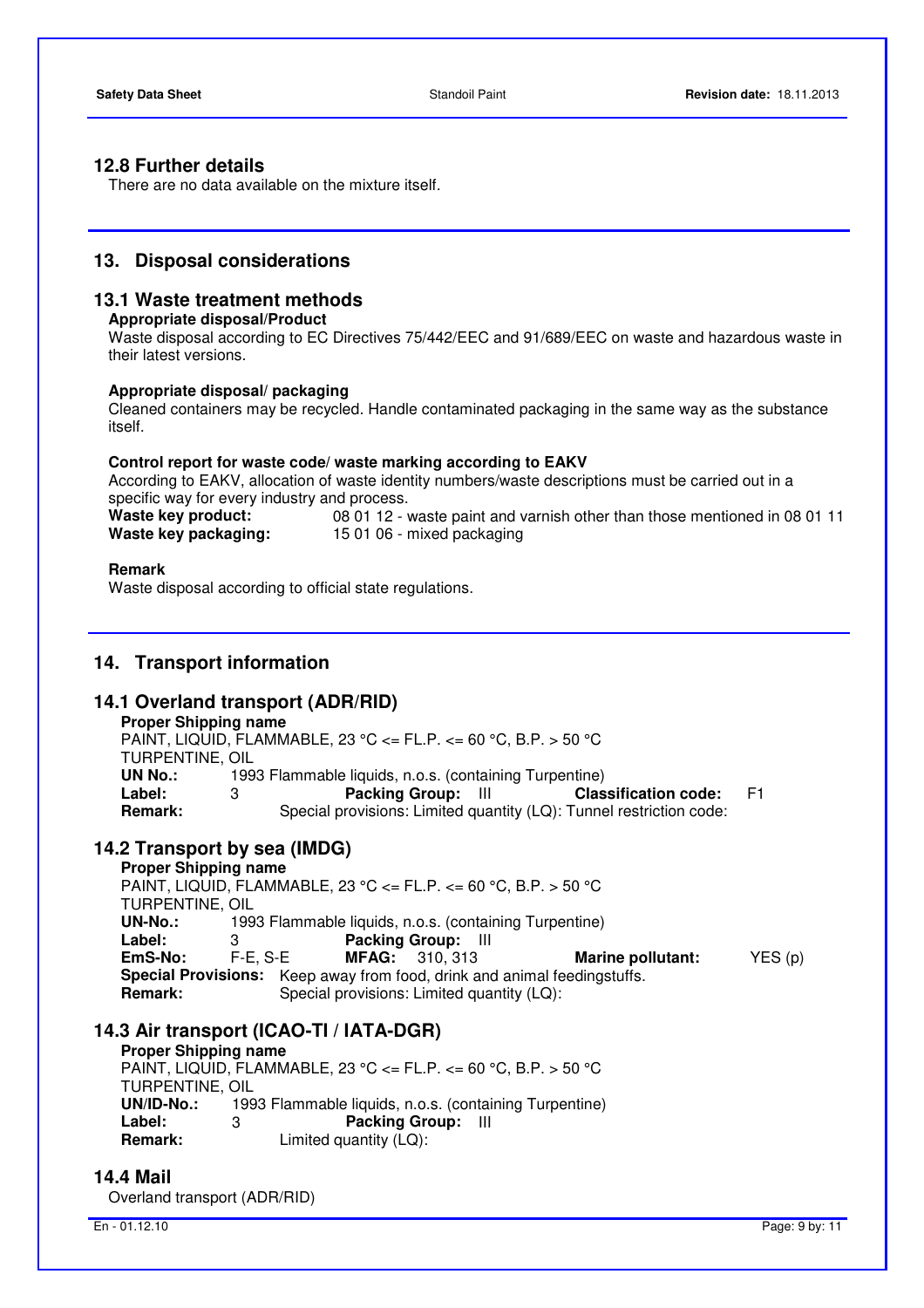## 12.8 Further details

There are no data available on the mixture itself.

# 13. Disposal considerations

## 13.1 Waste treatment methods

**Appropriate disposal/Product**

Waste disposal according to EC Directives 75/442/EEC and 91/689/EEC on waste and hazardous waste in their latest versions.

**Appropriate disposal/ packaging**

Cleaned containers may be recycled. Handle contaminated packaging in the same way as the substance itself.

**Control report for waste code/ waste marking according to EAKV**

According to EAKV, allocation of waste identity numbers/waste descriptions must be carried out in a specific way for every industry and process.

**Waste key product:** 08 01 12 - waste paint and varnish other than those mentioned in 08 01 11

**Waste key packaging:** 15 01 06 - mixed packaging

**Remark**

Waste disposal according to official state regulations.

# 14. Transport information

## 14.1 Overland transport (ADR/RID)

**Proper Shipping name**

PAINT, LIQUID, FLAMMABLE, 23 °C <= FL.P. <= 60 °C, B.P. > 50 °C

TURPENTINE, OIL

**UN No.:** 1993 Flammable liquids, n.o.s. (containing Turpentine)

**Label:** 3 **Packing Group:** III **Classification code:** F1

**Remark:** Special provisions: Limited quantity (LQ): Tunnel restriction code:

## 14.2 Transport by sea (IMDG)

**Proper Shipping name**

PAINT, LIQUID, FLAMMABLE, 23 °C <= FL.P. <= 60 °C, B.P. > 50 °C

TURPENTINE, OIL

**UN-No.:** 1993 Flammable liquids, n.o.s. (containing Turpentine)

**Label:** 3 **Packing Group:** III

**EmS-No:** F-E, S-E **MFAG:** 310, 313 **Marine pollutant:** YES (p)

**Special Provisions:** Keep away from food, drink and animal feedingstuffs.

**Remark:** Special provisions: Limited quantity (LQ):

## 14.3 Air transport (ICAO-TI / IATA-DGR)

**Proper Shipping name**

PAINT, LIQUID, FLAMMABLE, 23 °C <= FL.P. <= 60 °C, B.P. > 50 °C

TURPENTINE, OIL

**UN/ID-No.:** 1993 Flammable liquids, n.o.s. (containing Turpentine)

**Label:** 3 **Packing Group:** III

**Remark:** Limited quantity (LQ):

## 14.4 Mail

Overland transport (ADR/RID)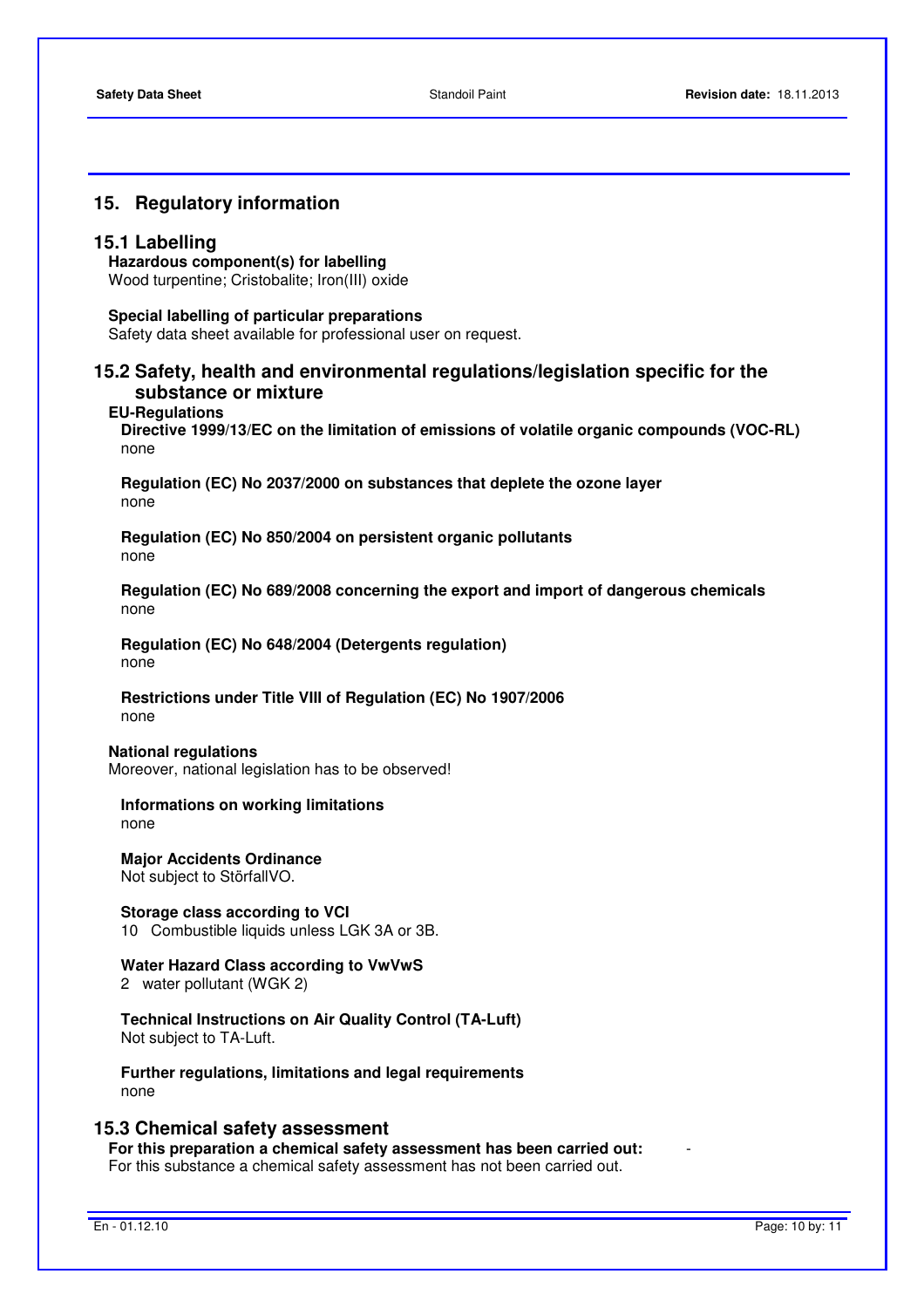## 15. Regulatory information

### 15.1 Labelling

**Hazardous component(s) for labelling**
Wood turpentine; Cristobalite; Iron(III) oxide

**Special labelling of particular preparations**
Safety data sheet available for professional user on request.

### 15.2 Safety, health and environmental regulations/legislation specific for the substance or mixture

**EU-Regulations**

**Directive 1999/13/EC on the limitation of emissions of volatile organic compounds (VOC-RL)**
none

**Regulation (EC) No 2037/2000 on substances that deplete the ozone layer**
none

**Regulation (EC) No 850/2004 on persistent organic pollutants**
none

**Regulation (EC) No 689/2008 concerning the export and import of dangerous chemicals**
none

**Regulation (EC) No 648/2004 (Detergents regulation)**
none

**Restrictions under Title VIII of Regulation (EC) No 1907/2006**
none

**National regulations**
Moreover, national legislation has to be observed!

**Informations on working limitations**
none

**Major Accidents Ordinance**
Not subject to StörfallVO.

**Storage class according to VCI**
10 Combustible liquids unless LGK 3A or 3B.

**Water Hazard Class according to VwVwS**
2 water pollutant (WGK 2)

**Technical Instructions on Air Quality Control (TA-Luft)**
Not subject to TA-Luft.

**Further regulations, limitations and legal requirements**
none

### 15.3 Chemical safety assessment

**For this preparation a chemical safety assessment has been carried out:** -
For this substance a chemical safety assessment has not been carried out.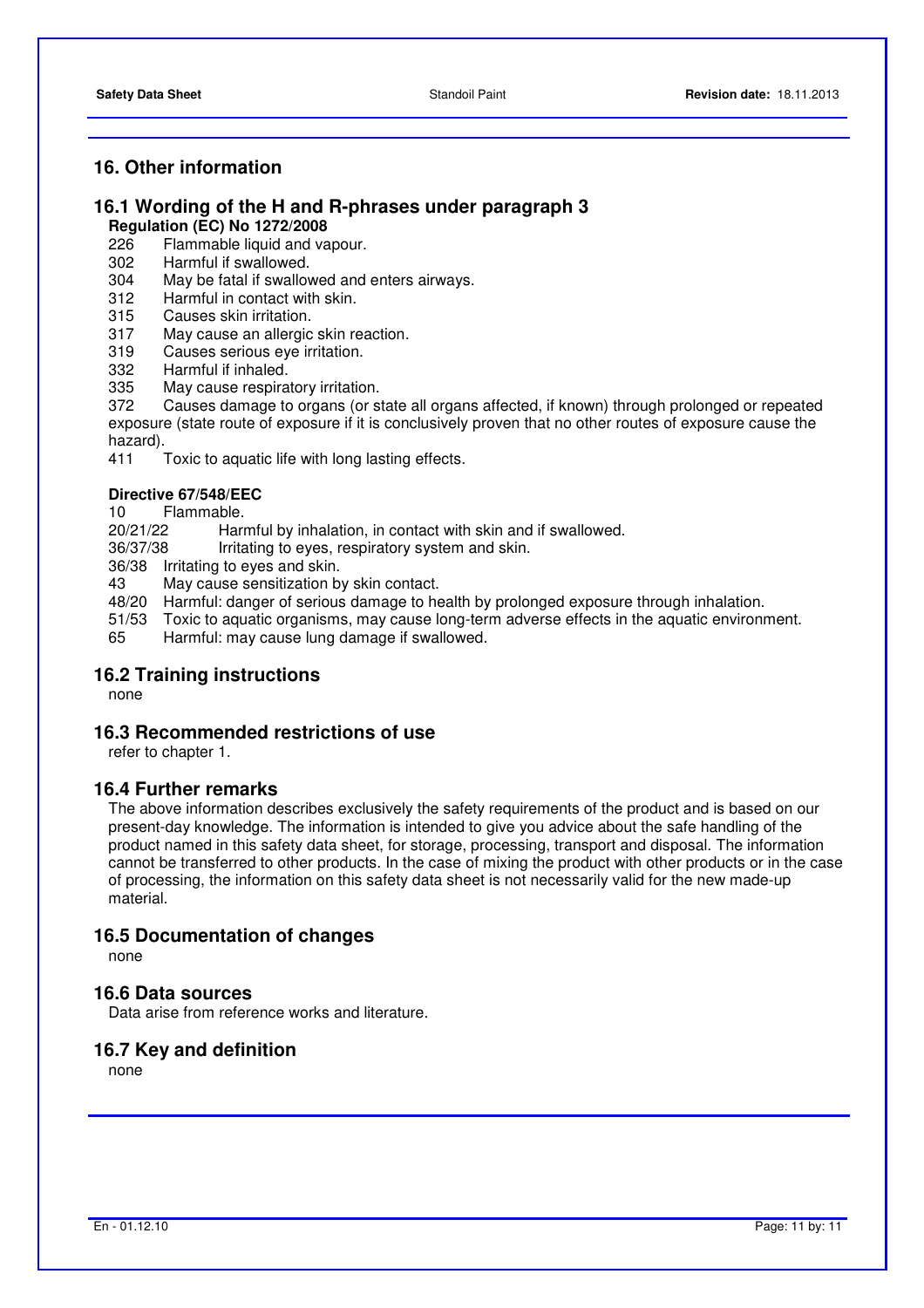## 16. Other information

### 16.1 Wording of the H and R-phrases under paragraph 3

**Regulation (EC) No 1272/2008**

226 Flammable liquid and vapour.
302 Harmful if swallowed.
304 May be fatal if swallowed and enters airways.
312 Harmful in contact with skin.
315 Causes skin irritation.
317 May cause an allergic skin reaction.
319 Causes serious eye irritation.
332 Harmful if inhaled.
335 May cause respiratory irritation.
372 Causes damage to organs (or state all organs affected, if known) through prolonged or repeated exposure (state route of exposure if it is conclusively proven that no other routes of exposure cause the hazard).
411 Toxic to aquatic life with long lasting effects.

**Directive 67/548/EEC**

10 Flammable.
20/21/22 Harmful by inhalation, in contact with skin and if swallowed.
36/37/38 Irritating to eyes, respiratory system and skin.
36/38 Irritating to eyes and skin.
43 May cause sensitization by skin contact.
48/20 Harmful: danger of serious damage to health by prolonged exposure through inhalation.
51/53 Toxic to aquatic organisms, may cause long-term adverse effects in the aquatic environment.
65 Harmful: may cause lung damage if swallowed.

### 16.2 Training instructions

none

### 16.3 Recommended restrictions of use

refer to chapter 1.

### 16.4 Further remarks

The above information describes exclusively the safety requirements of the product and is based on our present-day knowledge. The information is intended to give you advice about the safe handling of the product named in this safety data sheet, for storage, processing, transport and disposal. The information cannot be transferred to other products. In the case of mixing the product with other products or in the case of processing, the information on this safety data sheet is not necessarily valid for the new made-up material.

### 16.5 Documentation of changes

none

### 16.6 Data sources

Data arise from reference works and literature.

### 16.7 Key and definition

none